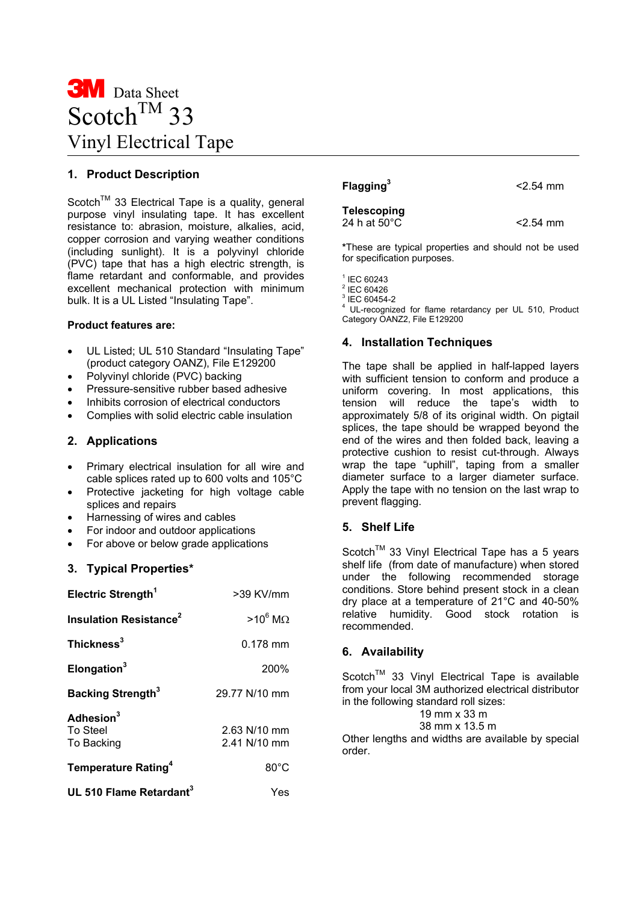# 3M Data Sheet Scotch™ 33 Vinyl Electrical Tape

## 1. Product Description

Scotch™ 33 Electrical Tape is a quality, general purpose vinyl insulating tape. It has excellent resistance to: abrasion, moisture, alkalies, acid, copper corrosion and varying weather conditions (including sunlight). It is a polyvinyl chloride (PVC) tape that has a high electric strength, is flame retardant and conformable, and provides excellent mechanical protection with minimum bulk. It is a UL Listed "Insulating Tape".

**Product features are:**

- UL Listed; UL 510 Standard "Insulating Tape" (product category OANZ), File E129200
- Polyvinyl chloride (PVC) backing
- Pressure-sensitive rubber based adhesive
- Inhibits corrosion of electrical conductors
- Complies with solid electric cable insulation

## 2. Applications

- Primary electrical insulation for all wire and cable splices rated up to 600 volts and 105°C
- Protective jacketing for high voltage cable splices and repairs
- Harnessing of wires and cables
- For indoor and outdoor applications
- For above or below grade applications

## 3. Typical Properties*

| Property | Value |
|---|---|
| **Electric Strength**[1] | >39 KV/mm |
| **Insulation Resistance**[2] | >$10^6$ MΩ |
| **Thickness**[3] | 0.178 mm |
| **Elongation**[3] | 200% |
| **Backing Strength**[3] | 29.77 N/10 mm |
| **Adhesion**[3] | |
| To Steel | 2.63 N/10 mm |
| To Backing | 2.41 N/10 mm |
| **Temperature Rating**[4] | 80°C |
| **UL 510 Flame Retardant**[3] | Yes |
| **Flagging**[3] | <2.54 mm |
| **Telescoping** 24 h at 50°C | <2.54 mm |

*These are typical properties and should not be used for specification purposes.

[1] IEC 60243
[2] IEC 60426
[3] IEC 60454-2
[4] UL-recognized for flame retardancy per UL 510, Product Category OANZ2, File E129200

## 4. Installation Techniques

The tape shall be applied in half-lapped layers with sufficient tension to conform and produce a uniform covering. In most applications, this tension will reduce the tape's width to approximately 5/8 of its original width. On pigtail splices, the tape should be wrapped beyond the end of the wires and then folded back, leaving a protective cushion to resist cut-through. Always wrap the tape "uphill", taping from a smaller diameter surface to a larger diameter surface. Apply the tape with no tension on the last wrap to prevent flagging.

## 5. Shelf Life

Scotch™ 33 Vinyl Electrical Tape has a 5 years shelf life (from date of manufacture) when stored under the following recommended storage conditions. Store behind present stock in a clean dry place at a temperature of 21°C and 40-50% relative humidity. Good stock rotation is recommended.

## 6. Availability

Scotch™ 33 Vinyl Electrical Tape is available from your local 3M authorized electrical distributor in the following standard roll sizes:

19 mm x 33 m
38 mm x 13.5 m

Other lengths and widths are available by special order.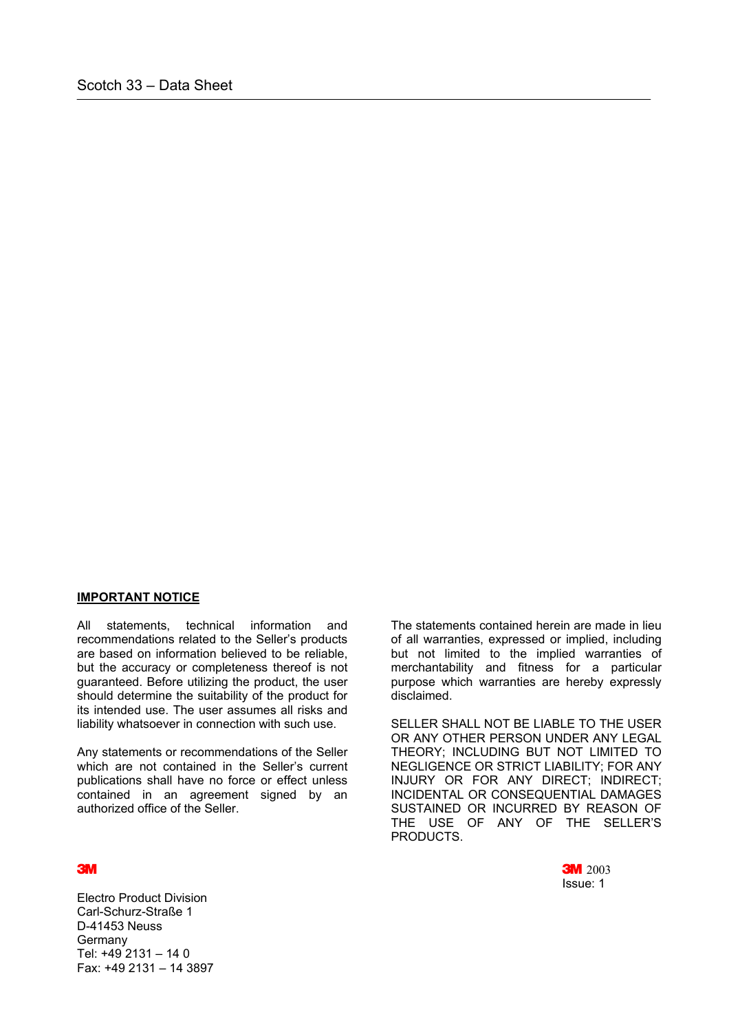**IMPORTANT NOTICE**

All statements, technical information and recommendations related to the Seller's products are based on information believed to be reliable, but the accuracy or completeness thereof is not guaranteed. Before utilizing the product, the user should determine the suitability of the product for its intended use. The user assumes all risks and liability whatsoever in connection with such use.

Any statements or recommendations of the Seller which are not contained in the Seller's current publications shall have no force or effect unless contained in an agreement signed by an authorized office of the Seller.

The statements contained herein are made in lieu of all warranties, expressed or implied, including but not limited to the implied warranties of merchantability and fitness for a particular purpose which warranties are hereby expressly disclaimed.

SELLER SHALL NOT BE LIABLE TO THE USER OR ANY OTHER PERSON UNDER ANY LEGAL THEORY; INCLUDING BUT NOT LIMITED TO NEGLIGENCE OR STRICT LIABILITY; FOR ANY INJURY OR FOR ANY DIRECT; INDIRECT; INCIDENTAL OR CONSEQUENTIAL DAMAGES SUSTAINED OR INCURRED BY REASON OF THE USE OF ANY OF THE SELLER'S PRODUCTS.

**3M**

Electro Product Division
Carl-Schurz-Straße 1
D-41453 Neuss
Germany
Tel: +49 2131 – 14 0
Fax: +49 2131 – 14 3897

**3M** 2003
Issue: 1